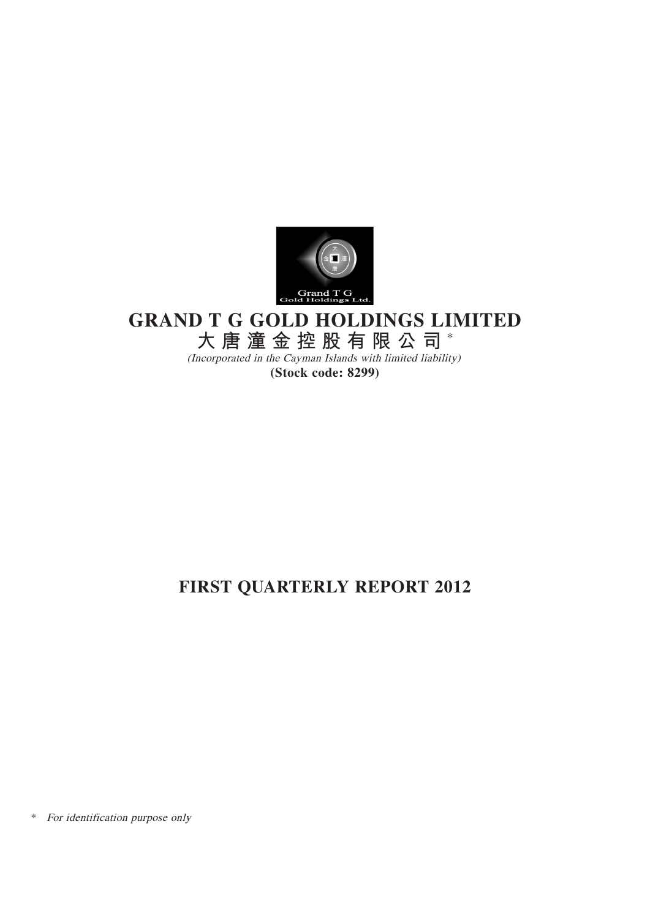# GRAND T G GOLD HOLDINGS LIMITED

# 大唐潼金控股有限公司*

*(Incorporated in the Cayman Islands with limited liability)*

**(Stock code: 8299)**

# FIRST QUARTERLY REPORT 2012

\* *For identification purpose only*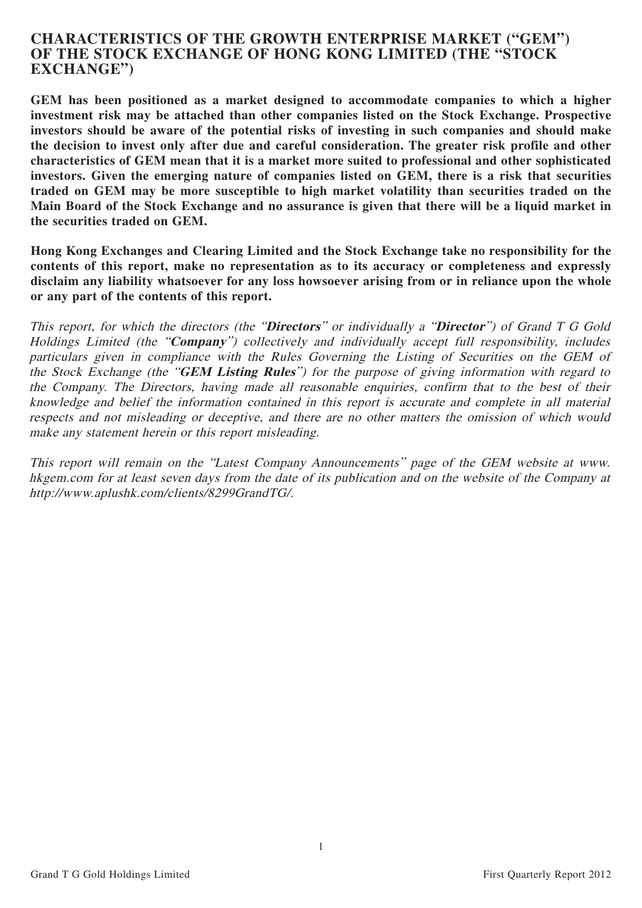# CHARACTERISTICS OF THE GROWTH ENTERPRISE MARKET ("GEM") OF THE STOCK EXCHANGE OF HONG KONG LIMITED (THE "STOCK EXCHANGE")

**GEM has been positioned as a market designed to accommodate companies to which a higher investment risk may be attached than other companies listed on the Stock Exchange. Prospective investors should be aware of the potential risks of investing in such companies and should make the decision to invest only after due and careful consideration. The greater risk profile and other characteristics of GEM mean that it is a market more suited to professional and other sophisticated investors. Given the emerging nature of companies listed on GEM, there is a risk that securities traded on GEM may be more susceptible to high market volatility than securities traded on the Main Board of the Stock Exchange and no assurance is given that there will be a liquid market in the securities traded on GEM.**

**Hong Kong Exchanges and Clearing Limited and the Stock Exchange take no responsibility for the contents of this report, make no representation as to its accuracy or completeness and expressly disclaim any liability whatsoever for any loss howsoever arising from or in reliance upon the whole or any part of the contents of this report.**

*This report, for which the directors (the "**Directors**" or individually a "**Director**") of Grand T G Gold Holdings Limited (the "**Company**") collectively and individually accept full responsibility, includes particulars given in compliance with the Rules Governing the Listing of Securities on the GEM of the Stock Exchange (the "**GEM Listing Rules**") for the purpose of giving information with regard to the Company. The Directors, having made all reasonable enquiries, confirm that to the best of their knowledge and belief the information contained in this report is accurate and complete in all material respects and not misleading or deceptive, and there are no other matters the omission of which would make any statement herein or this report misleading.*

*This report will remain on the "Latest Company Announcements" page of the GEM website at www.hkgem.com for at least seven days from the date of its publication and on the website of the Company at http://www.aplushk.com/clients/8299GrandTG/.*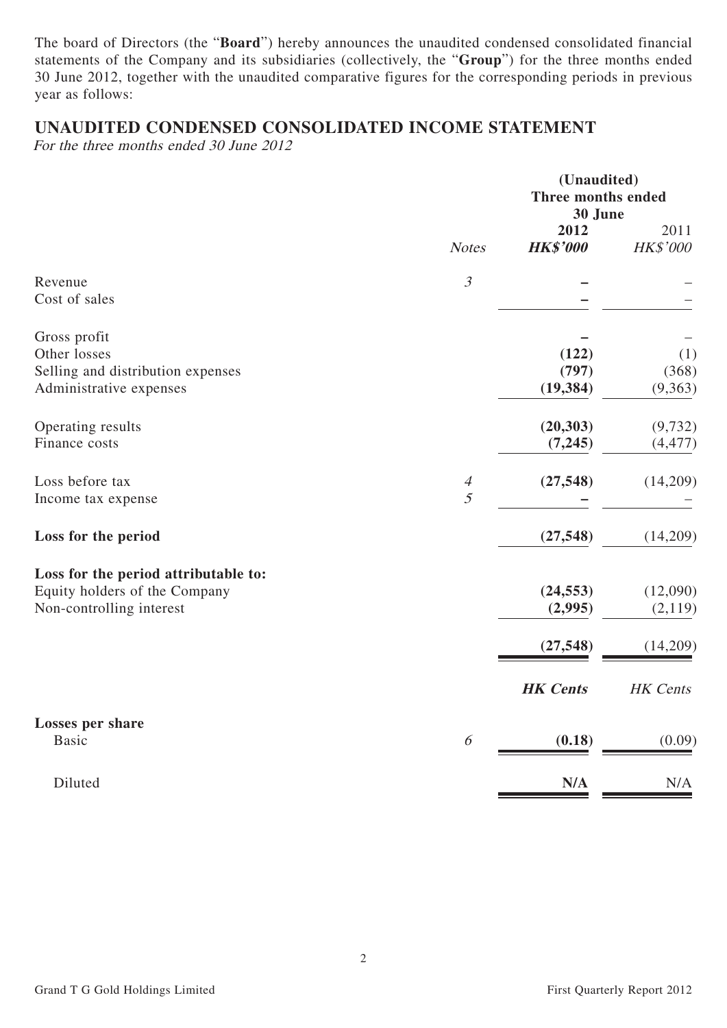The board of Directors (the "**Board**") hereby announces the unaudited condensed consolidated financial statements of the Company and its subsidiaries (collectively, the "**Group**") for the three months ended 30 June 2012, together with the unaudited comparative figures for the corresponding periods in previous year as follows:

## UNAUDITED CONDENSED CONSOLIDATED INCOME STATEMENT

*For the three months ended 30 June 2012*

| | | (Unaudited) Three months ended 30 June | |
|---|---|---|---|
| | *Notes* | **2012** ***HK$'000*** | 2011 *HK$'000* |
| Revenue | *3* | **–** | – |
| Cost of sales | | **–** | – |
| Gross profit | | **–** | – |
| Other losses | | **(122)** | (1) |
| Selling and distribution expenses | | **(797)** | (368) |
| Administrative expenses | | **(19,384)** | (9,363) |
| Operating results | | **(20,303)** | (9,732) |
| Finance costs | | **(7,245)** | (4,477) |
| Loss before tax | *4* | **(27,548)** | (14,209) |
| Income tax expense | *5* | **–** | – |
| **Loss for the period** | | **(27,548)** | (14,209) |
| **Loss for the period attributable to:** | | | |
| Equity holders of the Company | | **(24,553)** | (12,090) |
| Non-controlling interest | | **(2,995)** | (2,119) |
| | | **(27,548)** | (14,209) |
| | | ***HK Cents*** | *HK Cents* |
| **Losses per share** | | | |
| Basic | *6* | **(0.18)** | (0.09) |
| Diluted | | **N/A** | N/A |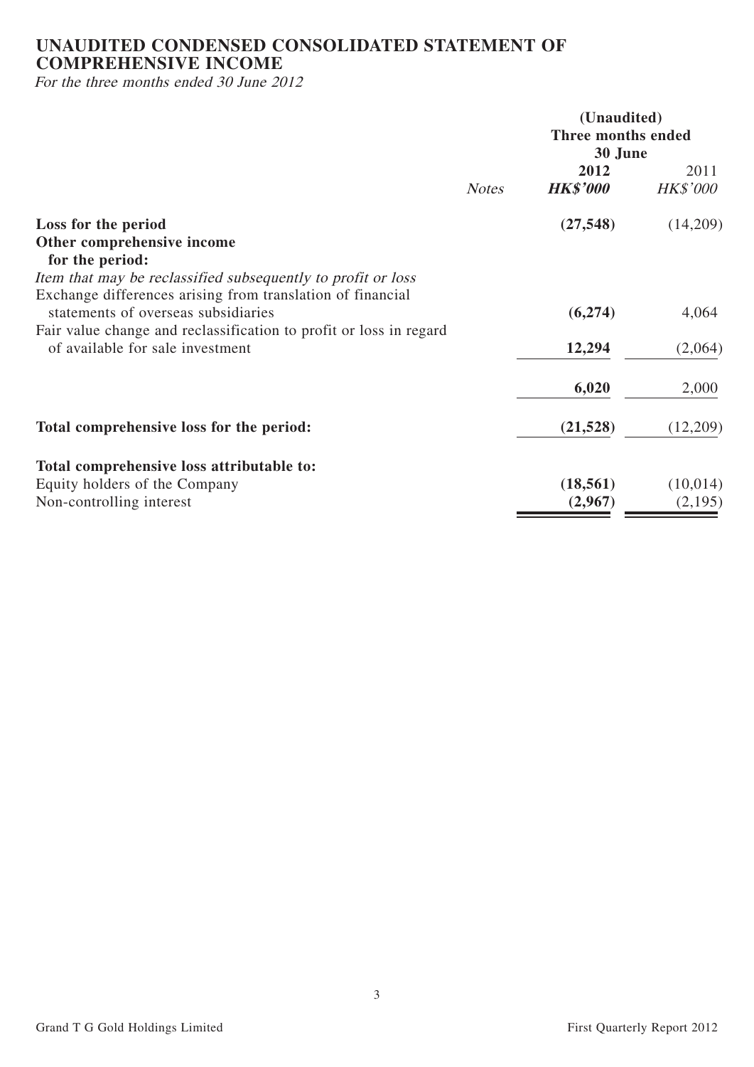# UNAUDITED CONDENSED CONSOLIDATED STATEMENT OF COMPREHENSIVE INCOME

*For the three months ended 30 June 2012*

| | | (Unaudited) Three months ended 30 June | |
|---|---|---|---|
| | *Notes* | **2012** | 2011 |
| | | ***HK$'000*** | *HK$'000* |
| **Loss for the period** | | **(27,548)** | (14,209) |
| **Other comprehensive income for the period:** | | | |
| *Item that may be reclassified subsequently to profit or loss* | | | |
| Exchange differences arising from translation of financial statements of overseas subsidiaries | | **(6,274)** | 4,064 |
| Fair value change and reclassification to profit or loss in regard of available for sale investment | | **12,294** | (2,064) |
| | | **6,020** | 2,000 |
| **Total comprehensive loss for the period:** | | **(21,528)** | (12,209) |
| **Total comprehensive loss attributable to:** | | | |
| Equity holders of the Company | | **(18,561)** | (10,014) |
| Non-controlling interest | | **(2,967)** | (2,195) |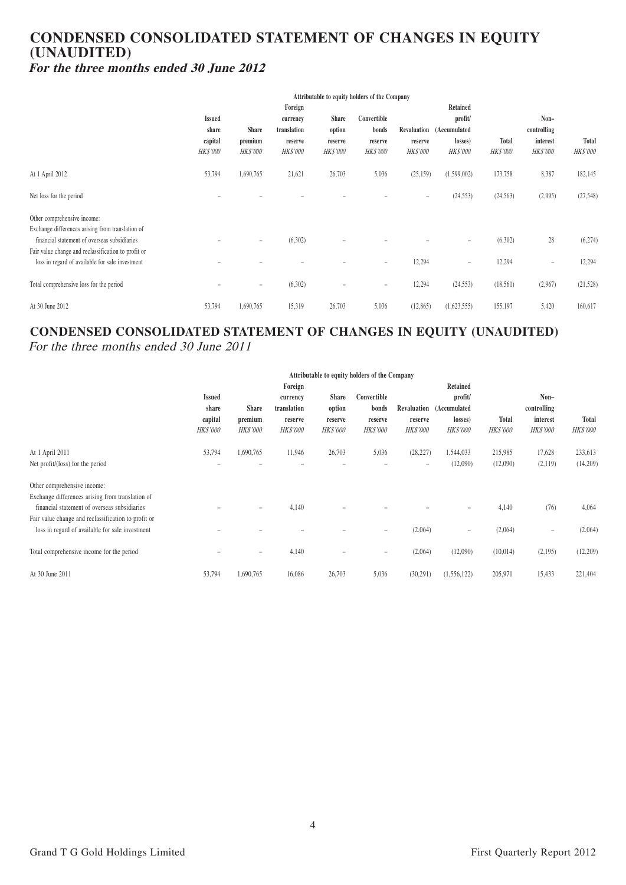# CONDENSED CONSOLIDATED STATEMENT OF CHANGES IN EQUITY (UNAUDITED)

***For the three months ended 30 June 2012***

| | Attributable to equity holders of the Company | | | | | | | | | |
|---|---|---|---|---|---|---|---|---|---|---|
| | Issued share capital | Share premium | Foreign currency translation reserve | Share option reserve | Convertible bonds reserve | Revaluation reserve | Retained profit/ (Accumulated losses) | Total | Non–controlling interest | Total |
| | HK$'000 | HK$'000 | HK$'000 | HK$'000 | HK$'000 | HK$'000 | HK$'000 | HK$'000 | HK$'000 | HK$'000 |
| At 1 April 2012 | 53,794 | 1,690,765 | 21,621 | 26,703 | 5,036 | (25,159) | (1,599,002) | 173,758 | 8,387 | 182,145 |
| Net loss for the period | – | – | – | – | – | – | (24,553) | (24,563) | (2,995) | (27,548) |
| Other comprehensive income: | | | | | | | | | | |
| Exchange differences arising from translation of financial statement of overseas subsidiaries | – | – | (6,302) | – | – | – | – | (6,302) | 28 | (6,274) |
| Fair value change and reclassification to profit or loss in regard of available for sale investment | – | – | – | – | – | 12,294 | – | 12,294 | – | 12,294 |
| Total comprehensive loss for the period | – | – | (6,302) | – | – | 12,294 | (24,553) | (18,561) | (2,967) | (21,528) |
| At 30 June 2012 | 53,794 | 1,690,765 | 15,319 | 26,703 | 5,036 | (12,865) | (1,623,555) | 155,197 | 5,420 | 160,617 |

# CONDENSED CONSOLIDATED STATEMENT OF CHANGES IN EQUITY (UNAUDITED)

*For the three months ended 30 June 2011*

| | Attributable to equity holders of the Company | | | | | | | | | |
|---|---|---|---|---|---|---|---|---|---|---|
| | Issued share capital | Share premium | Foreign currency translation reserve | Share option reserve | Convertible bonds reserve | Revaluation reserve | Retained profit/ (Accumulated losses) | Total | Non–controlling interest | Total |
| | HK$'000 | HK$'000 | HK$'000 | HK$'000 | HK$'000 | HK$'000 | HK$'000 | HK$'000 | HK$'000 | HK$'000 |
| At 1 April 2011 | 53,794 | 1,690,765 | 11,946 | 26,703 | 5,036 | (28,227) | 1,544,033 | 215,985 | 17,628 | 233,613 |
| Net profit/(loss) for the period | – | – | – | – | – | – | (12,090) | (12,090) | (2,119) | (14,209) |
| Other comprehensive income: | | | | | | | | | | |
| Exchange differences arising from translation of financial statement of overseas subsidiaries | – | – | 4,140 | – | – | – | – | 4,140 | (76) | 4,064 |
| Fair value change and reclassification to profit or loss in regard of available for sale investment | – | – | – | – | – | (2,064) | – | (2,064) | – | (2,064) |
| Total comprehensive income for the period | – | – | 4,140 | – | – | (2,064) | (12,090) | (10,014) | (2,195) | (12,209) |
| At 30 June 2011 | 53,794 | 1,690,765 | 16,086 | 26,703 | 5,036 | (30,291) | (1,556,122) | 205,971 | 15,433 | 221,404 |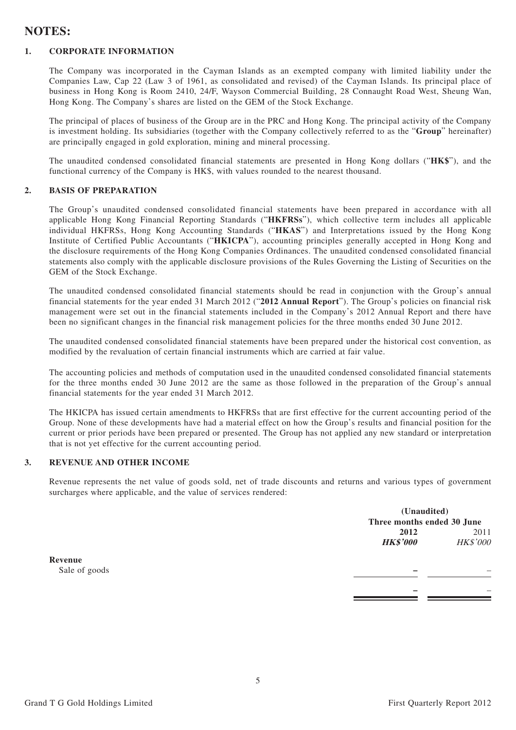# NOTES:

## 1. CORPORATE INFORMATION

The Company was incorporated in the Cayman Islands as an exempted company with limited liability under the Companies Law, Cap 22 (Law 3 of 1961, as consolidated and revised) of the Cayman Islands. Its principal place of business in Hong Kong is Room 2410, 24/F, Wayson Commercial Building, 28 Connaught Road West, Sheung Wan, Hong Kong. The Company's shares are listed on the GEM of the Stock Exchange.

The principal of places of business of the Group are in the PRC and Hong Kong. The principal activity of the Company is investment holding. Its subsidiaries (together with the Company collectively referred to as the "**Group**" hereinafter) are principally engaged in gold exploration, mining and mineral processing.

The unaudited condensed consolidated financial statements are presented in Hong Kong dollars ("**HK$**"), and the functional currency of the Company is HK$, with values rounded to the nearest thousand.

## 2. BASIS OF PREPARATION

The Group's unaudited condensed consolidated financial statements have been prepared in accordance with all applicable Hong Kong Financial Reporting Standards ("**HKFRSs**"), which collective term includes all applicable individual HKFRSs, Hong Kong Accounting Standards ("**HKAS**") and Interpretations issued by the Hong Kong Institute of Certified Public Accountants ("**HKICPA**"), accounting principles generally accepted in Hong Kong and the disclosure requirements of the Hong Kong Companies Ordinances. The unaudited condensed consolidated financial statements also comply with the applicable disclosure provisions of the Rules Governing the Listing of Securities on the GEM of the Stock Exchange.

The unaudited condensed consolidated financial statements should be read in conjunction with the Group's annual financial statements for the year ended 31 March 2012 ("**2012 Annual Report**"). The Group's policies on financial risk management were set out in the financial statements included in the Company's 2012 Annual Report and there have been no significant changes in the financial risk management policies for the three months ended 30 June 2012.

The unaudited condensed consolidated financial statements have been prepared under the historical cost convention, as modified by the revaluation of certain financial instruments which are carried at fair value.

The accounting policies and methods of computation used in the unaudited condensed consolidated financial statements for the three months ended 30 June 2012 are the same as those followed in the preparation of the Group's annual financial statements for the year ended 31 March 2012.

The HKICPA has issued certain amendments to HKFRSs that are first effective for the current accounting period of the Group. None of these developments have had a material effect on how the Group's results and financial position for the current or prior periods have been prepared or presented. The Group has not applied any new standard or interpretation that is not yet effective for the current accounting period.

## 3. REVENUE AND OTHER INCOME

Revenue represents the net value of goods sold, net of trade discounts and returns and various types of government surcharges where applicable, and the value of services rendered:

| | (Unaudited) Three months ended 30 June | |
|---|---|---|
| | **2012** | 2011 |
| | ***HK$'000*** | *HK$'000* |
| **Revenue** | | |
| Sale of goods | **–** | – |
| | **–** | – |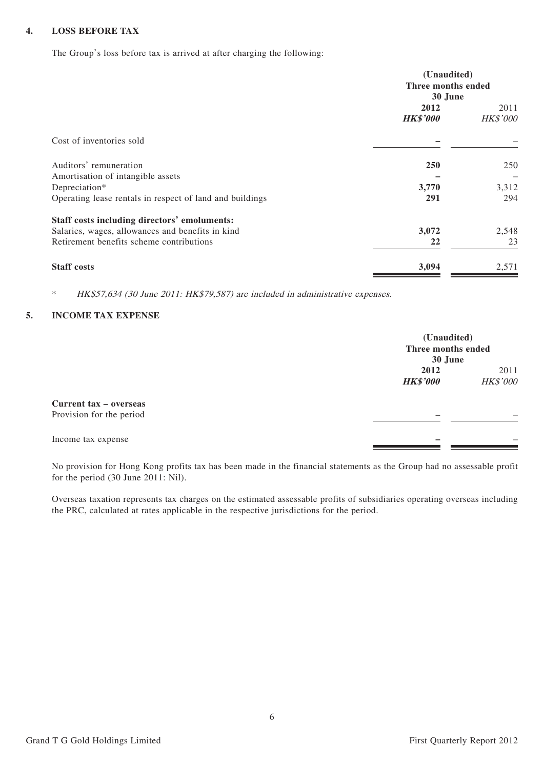## 4. LOSS BEFORE TAX

The Group's loss before tax is arrived at after charging the following:

| | (Unaudited) Three months ended 30 June | |
|---|---|---|
| | **2012** | 2011 |
| | ***HK$'000*** | *HK$'000* |
| Cost of inventories sold | **–** | – |
| Auditors' remuneration | **250** | 250 |
| Amortisation of intangible assets | **–** | – |
| Depreciation* | **3,770** | 3,312 |
| Operating lease rentals in respect of land and buildings | **291** | 294 |
| **Staff costs including directors' emoluments:** | | |
| Salaries, wages, allowances and benefits in kind | **3,072** | 2,548 |
| Retirement benefits scheme contributions | **22** | 23 |
| **Staff costs** | **3,094** | 2,571 |

\* *HK$57,634 (30 June 2011: HK$79,587) are included in administrative expenses.*

## 5. INCOME TAX EXPENSE

| | (Unaudited) Three months ended 30 June | |
|---|---|---|
| | **2012** | 2011 |
| | ***HK$'000*** | *HK$'000* |
| **Current tax – overseas** | | |
| Provision for the period | **–** | – |
| Income tax expense | **–** | – |

No provision for Hong Kong profits tax has been made in the financial statements as the Group had no assessable profit for the period (30 June 2011: Nil).

Overseas taxation represents tax charges on the estimated assessable profits of subsidiaries operating overseas including the PRC, calculated at rates applicable in the respective jurisdictions for the period.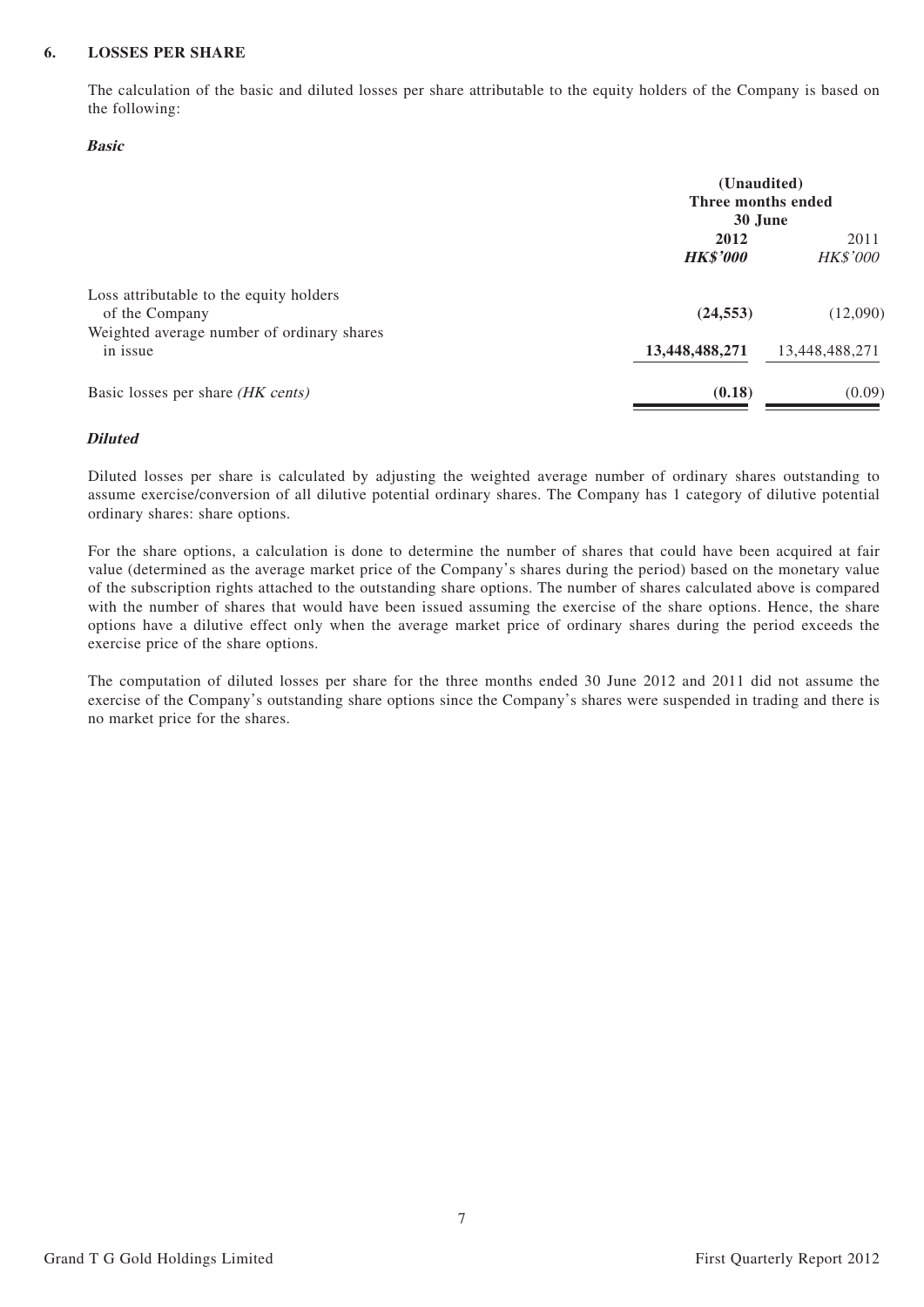## 6. LOSSES PER SHARE

The calculation of the basic and diluted losses per share attributable to the equity holders of the Company is based on the following:

***Basic***

| | (Unaudited) Three months ended 30 June | |
|---|---|---|
| | **2012** | 2011 |
| | ***HK$'000*** | *HK$'000* |
| Loss attributable to the equity holders of the Company | **(24,553)** | (12,090) |
| Weighted average number of ordinary shares in issue | **13,448,488,271** | 13,448,488,271 |
| Basic losses per share *(HK cents)* | **(0.18)** | (0.09) |

***Diluted***

Diluted losses per share is calculated by adjusting the weighted average number of ordinary shares outstanding to assume exercise/conversion of all dilutive potential ordinary shares. The Company has 1 category of dilutive potential ordinary shares: share options.

For the share options, a calculation is done to determine the number of shares that could have been acquired at fair value (determined as the average market price of the Company's shares during the period) based on the monetary value of the subscription rights attached to the outstanding share options. The number of shares calculated above is compared with the number of shares that would have been issued assuming the exercise of the share options. Hence, the share options have a dilutive effect only when the average market price of ordinary shares during the period exceeds the exercise price of the share options.

The computation of diluted losses per share for the three months ended 30 June 2012 and 2011 did not assume the exercise of the Company's outstanding share options since the Company's shares were suspended in trading and there is no market price for the shares.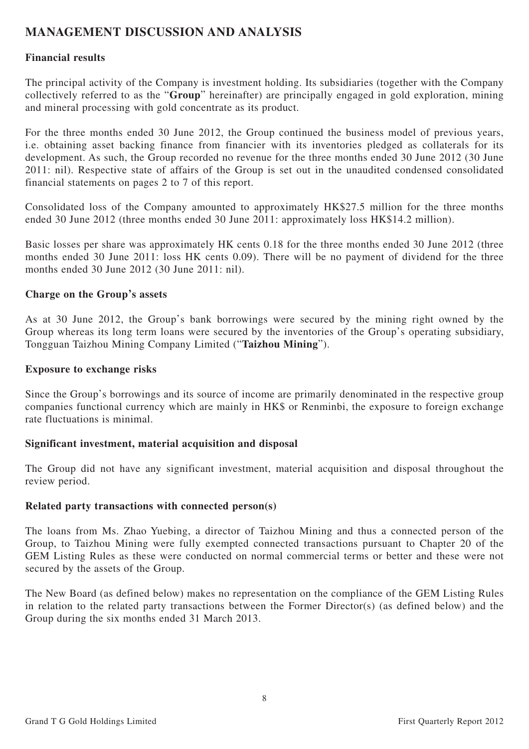# MANAGEMENT DISCUSSION AND ANALYSIS

### Financial results

The principal activity of the Company is investment holding. Its subsidiaries (together with the Company collectively referred to as the "**Group**" hereinafter) are principally engaged in gold exploration, mining and mineral processing with gold concentrate as its product.

For the three months ended 30 June 2012, the Group continued the business model of previous years, i.e. obtaining asset backing finance from financier with its inventories pledged as collaterals for its development. As such, the Group recorded no revenue for the three months ended 30 June 2012 (30 June 2011: nil). Respective state of affairs of the Group is set out in the unaudited condensed consolidated financial statements on pages 2 to 7 of this report.

Consolidated loss of the Company amounted to approximately HK$27.5 million for the three months ended 30 June 2012 (three months ended 30 June 2011: approximately loss HK$14.2 million).

Basic losses per share was approximately HK cents 0.18 for the three months ended 30 June 2012 (three months ended 30 June 2011: loss HK cents 0.09). There will be no payment of dividend for the three months ended 30 June 2012 (30 June 2011: nil).

### Charge on the Group's assets

As at 30 June 2012, the Group's bank borrowings were secured by the mining right owned by the Group whereas its long term loans were secured by the inventories of the Group's operating subsidiary, Tongguan Taizhou Mining Company Limited ("**Taizhou Mining**").

### Exposure to exchange risks

Since the Group's borrowings and its source of income are primarily denominated in the respective group companies functional currency which are mainly in HK$ or Renminbi, the exposure to foreign exchange rate fluctuations is minimal.

### Significant investment, material acquisition and disposal

The Group did not have any significant investment, material acquisition and disposal throughout the review period.

### Related party transactions with connected person(s)

The loans from Ms. Zhao Yuebing, a director of Taizhou Mining and thus a connected person of the Group, to Taizhou Mining were fully exempted connected transactions pursuant to Chapter 20 of the GEM Listing Rules as these were conducted on normal commercial terms or better and these were not secured by the assets of the Group.

The New Board (as defined below) makes no representation on the compliance of the GEM Listing Rules in relation to the related party transactions between the Former Director(s) (as defined below) and the Group during the six months ended 31 March 2013.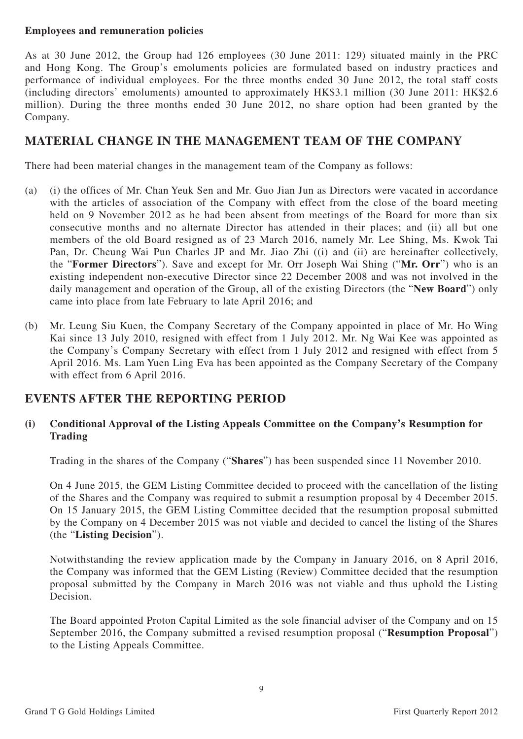**Employees and remuneration policies**

As at 30 June 2012, the Group had 126 employees (30 June 2011: 129) situated mainly in the PRC and Hong Kong. The Group's emoluments policies are formulated based on industry practices and performance of individual employees. For the three months ended 30 June 2012, the total staff costs (including directors' emoluments) amounted to approximately HK$3.1 million (30 June 2011: HK$2.6 million). During the three months ended 30 June 2012, no share option had been granted by the Company.

## MATERIAL CHANGE IN THE MANAGEMENT TEAM OF THE COMPANY

There had been material changes in the management team of the Company as follows:

(a) (i) the offices of Mr. Chan Yeuk Sen and Mr. Guo Jian Jun as Directors were vacated in accordance with the articles of association of the Company with effect from the close of the board meeting held on 9 November 2012 as he had been absent from meetings of the Board for more than six consecutive months and no alternate Director has attended in their places; and (ii) all but one members of the old Board resigned as of 23 March 2016, namely Mr. Lee Shing, Ms. Kwok Tai Pan, Dr. Cheung Wai Pun Charles JP and Mr. Jiao Zhi ((i) and (ii) are hereinafter collectively, the "**Former Directors**"). Save and except for Mr. Orr Joseph Wai Shing ("**Mr. Orr**") who is an existing independent non-executive Director since 22 December 2008 and was not involved in the daily management and operation of the Group, all of the existing Directors (the "**New Board**") only came into place from late February to late April 2016; and

(b) Mr. Leung Siu Kuen, the Company Secretary of the Company appointed in place of Mr. Ho Wing Kai since 13 July 2010, resigned with effect from 1 July 2012. Mr. Ng Wai Kee was appointed as the Company's Company Secretary with effect from 1 July 2012 and resigned with effect from 5 April 2016. Ms. Lam Yuen Ling Eva has been appointed as the Company Secretary of the Company with effect from 6 April 2016.

## EVENTS AFTER THE REPORTING PERIOD

### (i) Conditional Approval of the Listing Appeals Committee on the Company's Resumption for Trading

Trading in the shares of the Company ("**Shares**") has been suspended since 11 November 2010.

On 4 June 2015, the GEM Listing Committee decided to proceed with the cancellation of the listing of the Shares and the Company was required to submit a resumption proposal by 4 December 2015. On 15 January 2015, the GEM Listing Committee decided that the resumption proposal submitted by the Company on 4 December 2015 was not viable and decided to cancel the listing of the Shares (the "**Listing Decision**").

Notwithstanding the review application made by the Company in January 2016, on 8 April 2016, the Company was informed that the GEM Listing (Review) Committee decided that the resumption proposal submitted by the Company in March 2016 was not viable and thus uphold the Listing Decision.

The Board appointed Proton Capital Limited as the sole financial adviser of the Company and on 15 September 2016, the Company submitted a revised resumption proposal ("**Resumption Proposal**") to the Listing Appeals Committee.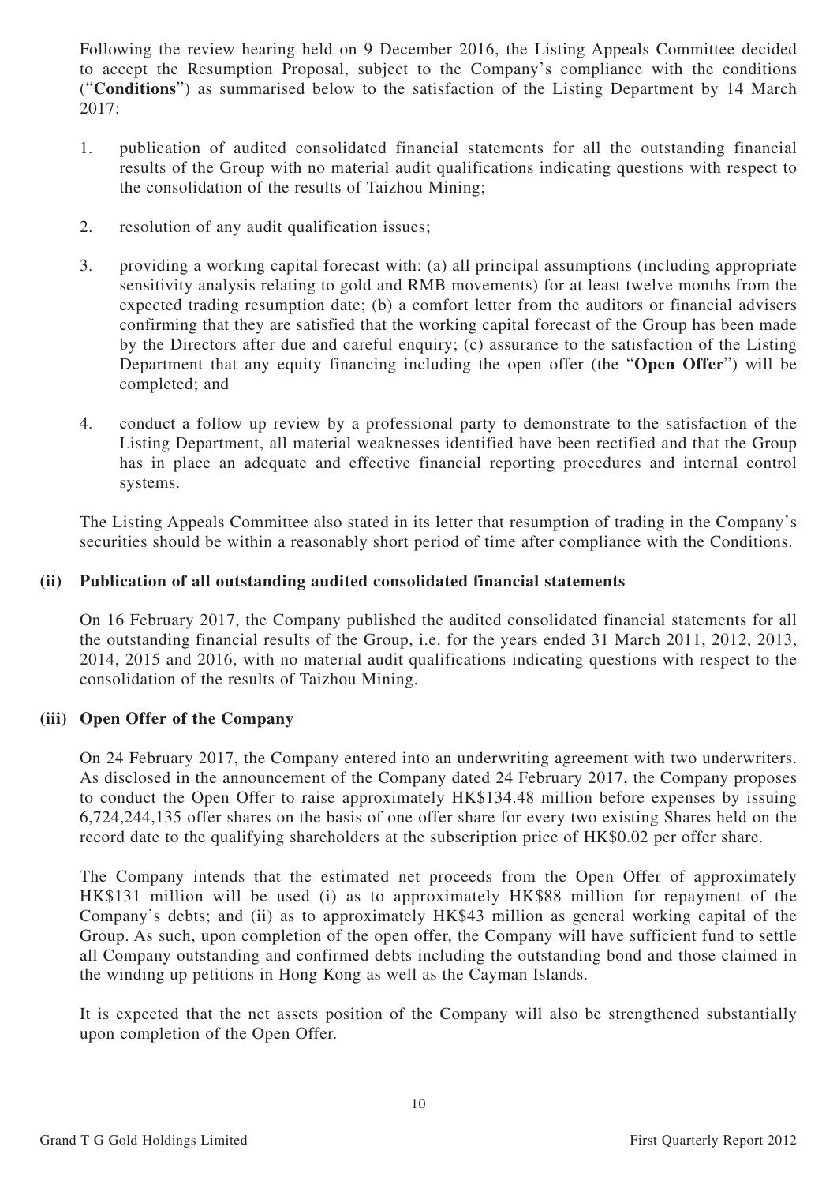Following the review hearing held on 9 December 2016, the Listing Appeals Committee decided to accept the Resumption Proposal, subject to the Company's compliance with the conditions ("**Conditions**") as summarised below to the satisfaction of the Listing Department by 14 March 2017:

1. publication of audited consolidated financial statements for all the outstanding financial results of the Group with no material audit qualifications indicating questions with respect to the consolidation of the results of Taizhou Mining;
2. resolution of any audit qualification issues;
3. providing a working capital forecast with: (a) all principal assumptions (including appropriate sensitivity analysis relating to gold and RMB movements) for at least twelve months from the expected trading resumption date; (b) a comfort letter from the auditors or financial advisers confirming that they are satisfied that the working capital forecast of the Group has been made by the Directors after due and careful enquiry; (c) assurance to the satisfaction of the Listing Department that any equity financing including the open offer (the "**Open Offer**") will be completed; and
4. conduct a follow up review by a professional party to demonstrate to the satisfaction of the Listing Department, all material weaknesses identified have been rectified and that the Group has in place an adequate and effective financial reporting procedures and internal control systems.

The Listing Appeals Committee also stated in its letter that resumption of trading in the Company's securities should be within a reasonably short period of time after compliance with the Conditions.

**(ii) Publication of all outstanding audited consolidated financial statements**

On 16 February 2017, the Company published the audited consolidated financial statements for all the outstanding financial results of the Group, i.e. for the years ended 31 March 2011, 2012, 2013, 2014, 2015 and 2016, with no material audit qualifications indicating questions with respect to the consolidation of the results of Taizhou Mining.

**(iii) Open Offer of the Company**

On 24 February 2017, the Company entered into an underwriting agreement with two underwriters. As disclosed in the announcement of the Company dated 24 February 2017, the Company proposes to conduct the Open Offer to raise approximately HK$134.48 million before expenses by issuing 6,724,244,135 offer shares on the basis of one offer share for every two existing Shares held on the record date to the qualifying shareholders at the subscription price of HK$0.02 per offer share.

The Company intends that the estimated net proceeds from the Open Offer of approximately HK$131 million will be used (i) as to approximately HK$88 million for repayment of the Company's debts; and (ii) as to approximately HK$43 million as general working capital of the Group. As such, upon completion of the open offer, the Company will have sufficient fund to settle all Company outstanding and confirmed debts including the outstanding bond and those claimed in the winding up petitions in Hong Kong as well as the Cayman Islands.

It is expected that the net assets position of the Company will also be strengthened substantially upon completion of the Open Offer.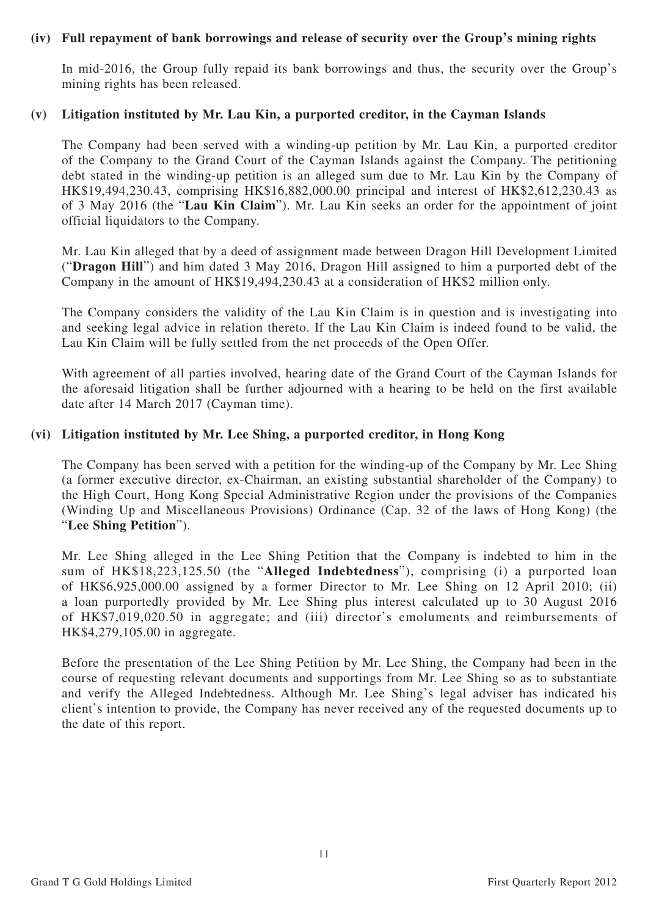#### (iv) Full repayment of bank borrowings and release of security over the Group's mining rights

In mid-2016, the Group fully repaid its bank borrowings and thus, the security over the Group's mining rights has been released.

#### (v) Litigation instituted by Mr. Lau Kin, a purported creditor, in the Cayman Islands

The Company had been served with a winding-up petition by Mr. Lau Kin, a purported creditor of the Company to the Grand Court of the Cayman Islands against the Company. The petitioning debt stated in the winding-up petition is an alleged sum due to Mr. Lau Kin by the Company of HK$19,494,230.43, comprising HK$16,882,000.00 principal and interest of HK$2,612,230.43 as of 3 May 2016 (the "**Lau Kin Claim**"). Mr. Lau Kin seeks an order for the appointment of joint official liquidators to the Company.

Mr. Lau Kin alleged that by a deed of assignment made between Dragon Hill Development Limited ("**Dragon Hill**") and him dated 3 May 2016, Dragon Hill assigned to him a purported debt of the Company in the amount of HK$19,494,230.43 at a consideration of HK$2 million only.

The Company considers the validity of the Lau Kin Claim is in question and is investigating into and seeking legal advice in relation thereto. If the Lau Kin Claim is indeed found to be valid, the Lau Kin Claim will be fully settled from the net proceeds of the Open Offer.

With agreement of all parties involved, hearing date of the Grand Court of the Cayman Islands for the aforesaid litigation shall be further adjourned with a hearing to be held on the first available date after 14 March 2017 (Cayman time).

#### (vi) Litigation instituted by Mr. Lee Shing, a purported creditor, in Hong Kong

The Company has been served with a petition for the winding-up of the Company by Mr. Lee Shing (a former executive director, ex-Chairman, an existing substantial shareholder of the Company) to the High Court, Hong Kong Special Administrative Region under the provisions of the Companies (Winding Up and Miscellaneous Provisions) Ordinance (Cap. 32 of the laws of Hong Kong) (the "**Lee Shing Petition**").

Mr. Lee Shing alleged in the Lee Shing Petition that the Company is indebted to him in the sum of HK$18,223,125.50 (the "**Alleged Indebtedness**"), comprising (i) a purported loan of HK$6,925,000.00 assigned by a former Director to Mr. Lee Shing on 12 April 2010; (ii) a loan purportedly provided by Mr. Lee Shing plus interest calculated up to 30 August 2016 of HK$7,019,020.50 in aggregate; and (iii) director's emoluments and reimbursements of HK$4,279,105.00 in aggregate.

Before the presentation of the Lee Shing Petition by Mr. Lee Shing, the Company had been in the course of requesting relevant documents and supportings from Mr. Lee Shing so as to substantiate and verify the Alleged Indebtedness. Although Mr. Lee Shing's legal adviser has indicated his client's intention to provide, the Company has never received any of the requested documents up to the date of this report.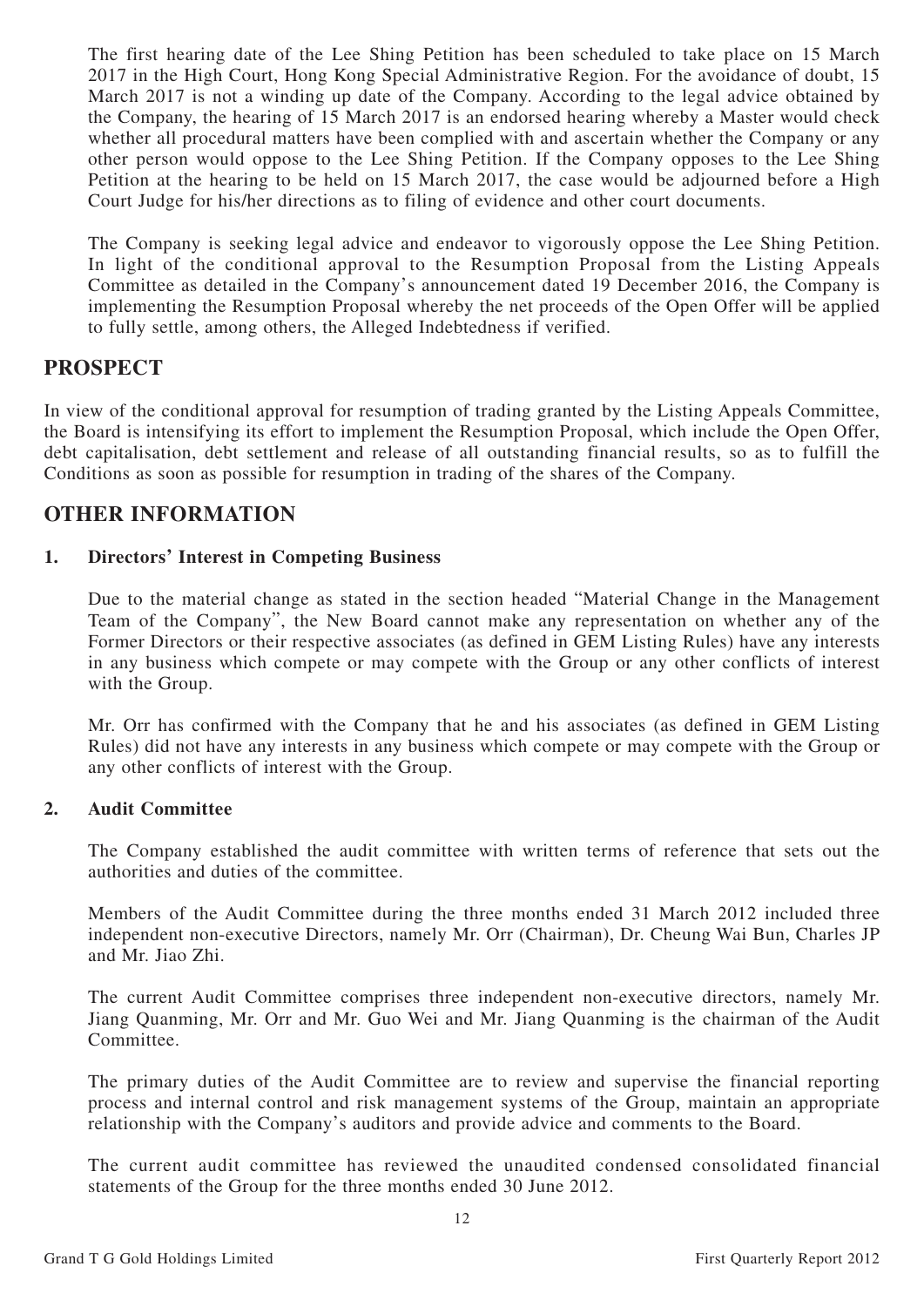The first hearing date of the Lee Shing Petition has been scheduled to take place on 15 March 2017 in the High Court, Hong Kong Special Administrative Region. For the avoidance of doubt, 15 March 2017 is not a winding up date of the Company. According to the legal advice obtained by the Company, the hearing of 15 March 2017 is an endorsed hearing whereby a Master would check whether all procedural matters have been complied with and ascertain whether the Company or any other person would oppose to the Lee Shing Petition. If the Company opposes to the Lee Shing Petition at the hearing to be held on 15 March 2017, the case would be adjourned before a High Court Judge for his/her directions as to filing of evidence and other court documents.

The Company is seeking legal advice and endeavor to vigorously oppose the Lee Shing Petition. In light of the conditional approval to the Resumption Proposal from the Listing Appeals Committee as detailed in the Company's announcement dated 19 December 2016, the Company is implementing the Resumption Proposal whereby the net proceeds of the Open Offer will be applied to fully settle, among others, the Alleged Indebtedness if verified.

## PROSPECT

In view of the conditional approval for resumption of trading granted by the Listing Appeals Committee, the Board is intensifying its effort to implement the Resumption Proposal, which include the Open Offer, debt capitalisation, debt settlement and release of all outstanding financial results, so as to fulfill the Conditions as soon as possible for resumption in trading of the shares of the Company.

## OTHER INFORMATION

### 1. Directors' Interest in Competing Business

Due to the material change as stated in the section headed "Material Change in the Management Team of the Company", the New Board cannot make any representation on whether any of the Former Directors or their respective associates (as defined in GEM Listing Rules) have any interests in any business which compete or may compete with the Group or any other conflicts of interest with the Group.

Mr. Orr has confirmed with the Company that he and his associates (as defined in GEM Listing Rules) did not have any interests in any business which compete or may compete with the Group or any other conflicts of interest with the Group.

### 2. Audit Committee

The Company established the audit committee with written terms of reference that sets out the authorities and duties of the committee.

Members of the Audit Committee during the three months ended 31 March 2012 included three independent non-executive Directors, namely Mr. Orr (Chairman), Dr. Cheung Wai Bun, Charles JP and Mr. Jiao Zhi.

The current Audit Committee comprises three independent non-executive directors, namely Mr. Jiang Quanming, Mr. Orr and Mr. Guo Wei and Mr. Jiang Quanming is the chairman of the Audit Committee.

The primary duties of the Audit Committee are to review and supervise the financial reporting process and internal control and risk management systems of the Group, maintain an appropriate relationship with the Company's auditors and provide advice and comments to the Board.

The current audit committee has reviewed the unaudited condensed consolidated financial statements of the Group for the three months ended 30 June 2012.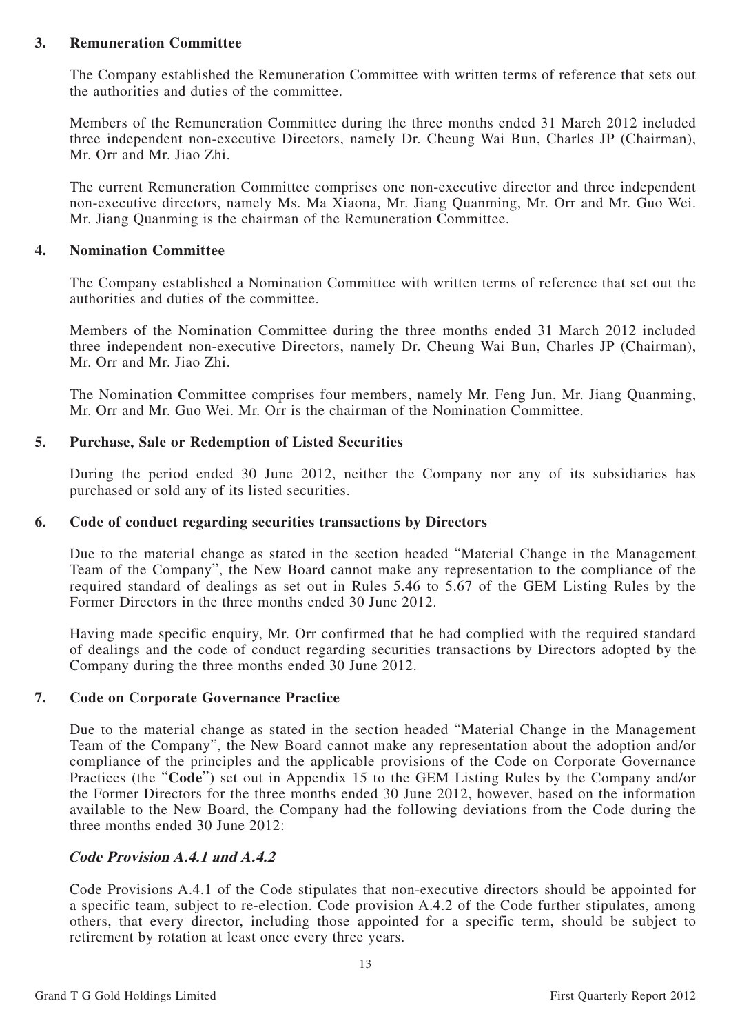### 3. Remuneration Committee

The Company established the Remuneration Committee with written terms of reference that sets out the authorities and duties of the committee.

Members of the Remuneration Committee during the three months ended 31 March 2012 included three independent non-executive Directors, namely Dr. Cheung Wai Bun, Charles JP (Chairman), Mr. Orr and Mr. Jiao Zhi.

The current Remuneration Committee comprises one non-executive director and three independent non-executive directors, namely Ms. Ma Xiaona, Mr. Jiang Quanming, Mr. Orr and Mr. Guo Wei. Mr. Jiang Quanming is the chairman of the Remuneration Committee.

### 4. Nomination Committee

The Company established a Nomination Committee with written terms of reference that set out the authorities and duties of the committee.

Members of the Nomination Committee during the three months ended 31 March 2012 included three independent non-executive Directors, namely Dr. Cheung Wai Bun, Charles JP (Chairman), Mr. Orr and Mr. Jiao Zhi.

The Nomination Committee comprises four members, namely Mr. Feng Jun, Mr. Jiang Quanming, Mr. Orr and Mr. Guo Wei. Mr. Orr is the chairman of the Nomination Committee.

### 5. Purchase, Sale or Redemption of Listed Securities

During the period ended 30 June 2012, neither the Company nor any of its subsidiaries has purchased or sold any of its listed securities.

### 6. Code of conduct regarding securities transactions by Directors

Due to the material change as stated in the section headed "Material Change in the Management Team of the Company", the New Board cannot make any representation to the compliance of the required standard of dealings as set out in Rules 5.46 to 5.67 of the GEM Listing Rules by the Former Directors in the three months ended 30 June 2012.

Having made specific enquiry, Mr. Orr confirmed that he had complied with the required standard of dealings and the code of conduct regarding securities transactions by Directors adopted by the Company during the three months ended 30 June 2012.

### 7. Code on Corporate Governance Practice

Due to the material change as stated in the section headed "Material Change in the Management Team of the Company", the New Board cannot make any representation about the adoption and/or compliance of the principles and the applicable provisions of the Code on Corporate Governance Practices (the "**Code**") set out in Appendix 15 to the GEM Listing Rules by the Company and/or the Former Directors for the three months ended 30 June 2012, however, based on the information available to the New Board, the Company had the following deviations from the Code during the three months ended 30 June 2012:

***Code Provision A.4.1 and A.4.2***

Code Provisions A.4.1 of the Code stipulates that non-executive directors should be appointed for a specific team, subject to re-election. Code provision A.4.2 of the Code further stipulates, among others, that every director, including those appointed for a specific term, should be subject to retirement by rotation at least once every three years.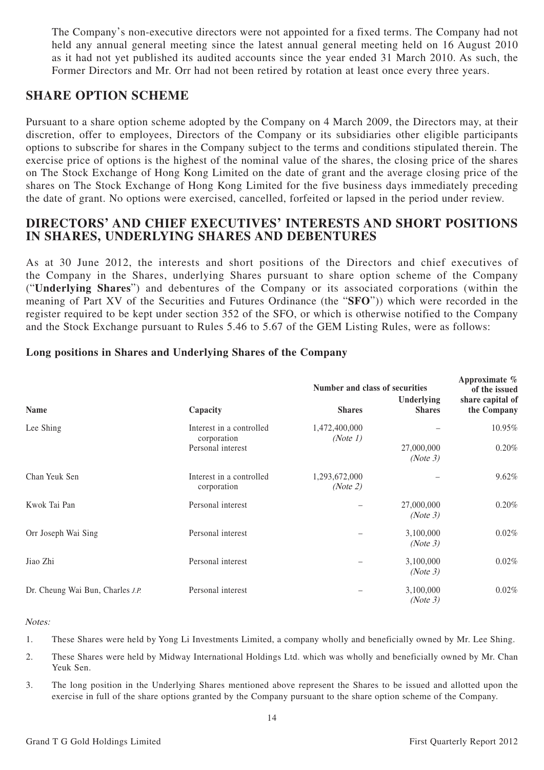The Company's non-executive directors were not appointed for a fixed terms. The Company had not held any annual general meeting since the latest annual general meeting held on 16 August 2010 as it had not yet published its audited accounts since the year ended 31 March 2010. As such, the Former Directors and Mr. Orr had not been retired by rotation at least once every three years.

## SHARE OPTION SCHEME

Pursuant to a share option scheme adopted by the Company on 4 March 2009, the Directors may, at their discretion, offer to employees, Directors of the Company or its subsidiaries other eligible participants options to subscribe for shares in the Company subject to the terms and conditions stipulated therein. The exercise price of options is the highest of the nominal value of the shares, the closing price of the shares on The Stock Exchange of Hong Kong Limited on the date of grant and the average closing price of the shares on The Stock Exchange of Hong Kong Limited for the five business days immediately preceding the date of grant. No options were exercised, cancelled, forfeited or lapsed in the period under review.

## DIRECTORS' AND CHIEF EXECUTIVES' INTERESTS AND SHORT POSITIONS IN SHARES, UNDERLYING SHARES AND DEBENTURES

As at 30 June 2012, the interests and short positions of the Directors and chief executives of the Company in the Shares, underlying Shares pursuant to share option scheme of the Company ("**Underlying Shares**") and debentures of the Company or its associated corporations (within the meaning of Part XV of the Securities and Futures Ordinance (the "**SFO**")) which were recorded in the register required to be kept under section 352 of the SFO, or which is otherwise notified to the Company and the Stock Exchange pursuant to Rules 5.46 to 5.67 of the GEM Listing Rules, were as follows:

### Long positions in Shares and Underlying Shares of the Company

| Name | Capacity | Number and class of securities | | Approximate % of the issued share capital of the Company |
|---|---|---|---|---|
| | | Shares | Underlying Shares | |
| Lee Shing | Interest in a controlled corporation | 1,472,400,000 (*Note 1*) | – | 10.95% |
| | Personal interest | | 27,000,000 (*Note 3*) | 0.20% |
| Chan Yeuk Sen | Interest in a controlled corporation | 1,293,672,000 (*Note 2*) | – | 9.62% |
| Kwok Tai Pan | Personal interest | – | 27,000,000 (*Note 3*) | 0.20% |
| Orr Joseph Wai Sing | Personal interest | – | 3,100,000 (*Note 3*) | 0.02% |
| Jiao Zhi | Personal interest | – | 3,100,000 (*Note 3*) | 0.02% |
| Dr. Cheung Wai Bun, Charles *J.P.* | Personal interest | – | 3,100,000 (*Note 3*) | 0.02% |

*Notes:*

1. These Shares were held by Yong Li Investments Limited, a company wholly and beneficially owned by Mr. Lee Shing.
2. These Shares were held by Midway International Holdings Ltd. which was wholly and beneficially owned by Mr. Chan Yeuk Sen.
3. The long position in the Underlying Shares mentioned above represent the Shares to be issued and allotted upon the exercise in full of the share options granted by the Company pursuant to the share option scheme of the Company.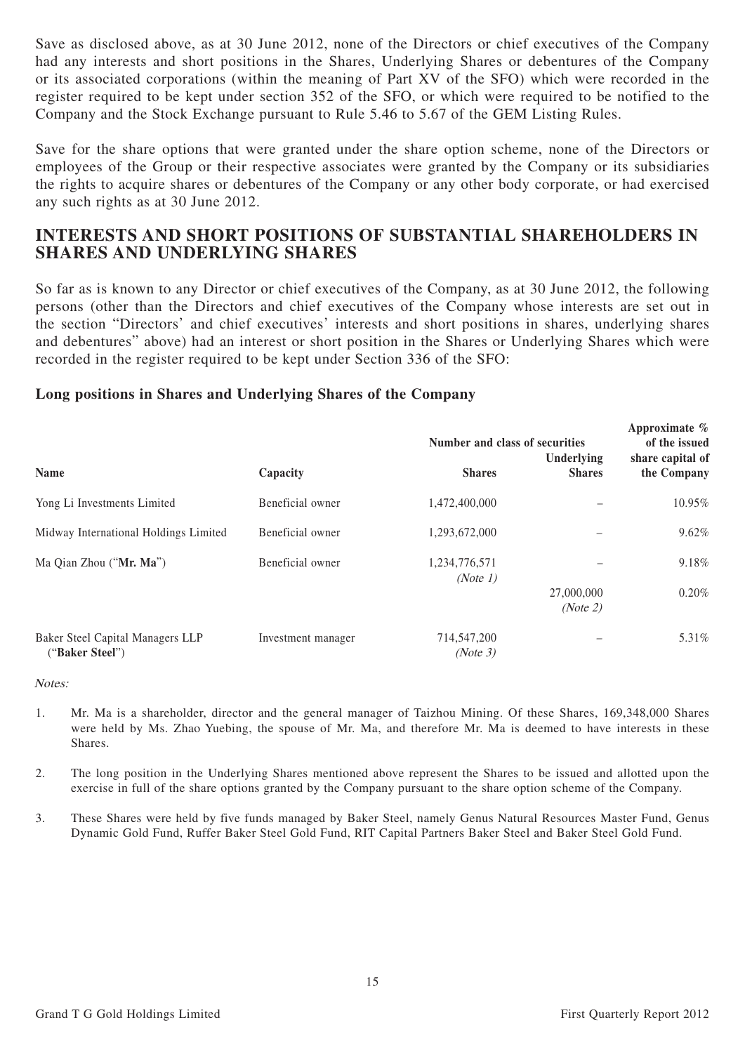Save as disclosed above, as at 30 June 2012, none of the Directors or chief executives of the Company had any interests and short positions in the Shares, Underlying Shares or debentures of the Company or its associated corporations (within the meaning of Part XV of the SFO) which were recorded in the register required to be kept under section 352 of the SFO, or which were required to be notified to the Company and the Stock Exchange pursuant to Rule 5.46 to 5.67 of the GEM Listing Rules.

Save for the share options that were granted under the share option scheme, none of the Directors or employees of the Group or their respective associates were granted by the Company or its subsidiaries the rights to acquire shares or debentures of the Company or any other body corporate, or had exercised any such rights as at 30 June 2012.

## INTERESTS AND SHORT POSITIONS OF SUBSTANTIAL SHAREHOLDERS IN SHARES AND UNDERLYING SHARES

So far as is known to any Director or chief executives of the Company, as at 30 June 2012, the following persons (other than the Directors and chief executives of the Company whose interests are set out in the section "Directors' and chief executives' interests and short positions in shares, underlying shares and debentures" above) had an interest or short position in the Shares or Underlying Shares which were recorded in the register required to be kept under Section 336 of the SFO:

### Long positions in Shares and Underlying Shares of the Company

| Name | Capacity | Number and class of securities | | Approximate % of the issued share capital of the Company |
|---|---|---|---|---|
| | | **Shares** | **Underlying Shares** | |
| Yong Li Investments Limited | Beneficial owner | 1,472,400,000 | – | 10.95% |
| Midway International Holdings Limited | Beneficial owner | 1,293,672,000 | – | 9.62% |
| Ma Qian Zhou ("**Mr. Ma**") | Beneficial owner | 1,234,776,571 *(Note 1)* | – | 9.18% |
| | | | 27,000,000 *(Note 2)* | 0.20% |
| Baker Steel Capital Managers LLP ("**Baker Steel**") | Investment manager | 714,547,200 *(Note 3)* | – | 5.31% |

*Notes:*

1. Mr. Ma is a shareholder, director and the general manager of Taizhou Mining. Of these Shares, 169,348,000 Shares were held by Ms. Zhao Yuebing, the spouse of Mr. Ma, and therefore Mr. Ma is deemed to have interests in these Shares.

2. The long position in the Underlying Shares mentioned above represent the Shares to be issued and allotted upon the exercise in full of the share options granted by the Company pursuant to the share option scheme of the Company.

3. These Shares were held by five funds managed by Baker Steel, namely Genus Natural Resources Master Fund, Genus Dynamic Gold Fund, Ruffer Baker Steel Gold Fund, RIT Capital Partners Baker Steel and Baker Steel Gold Fund.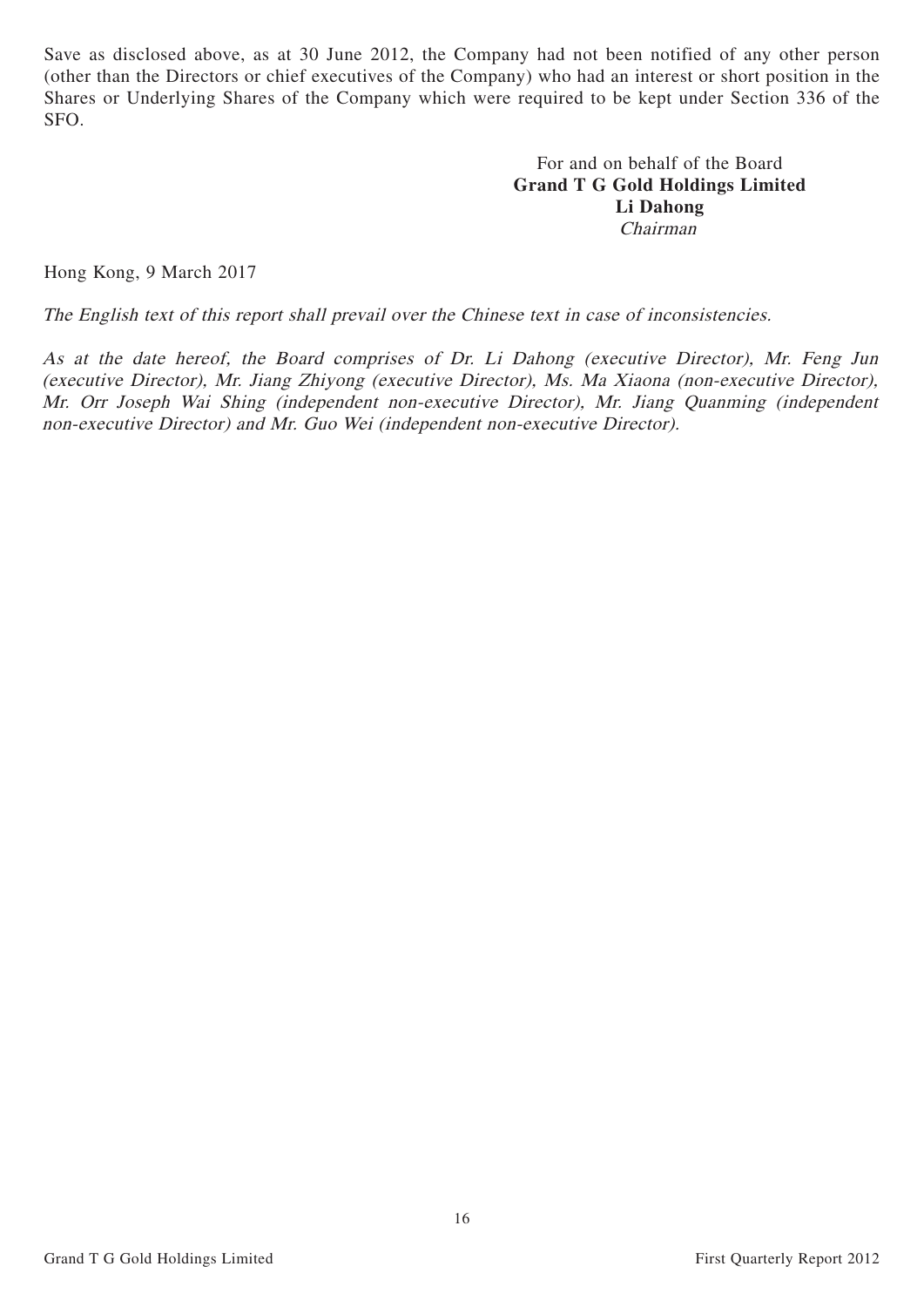Save as disclosed above, as at 30 June 2012, the Company had not been notified of any other person (other than the Directors or chief executives of the Company) who had an interest or short position in the Shares or Underlying Shares of the Company which were required to be kept under Section 336 of the SFO.

For and on behalf of the Board
**Grand T G Gold Holdings Limited**
**Li Dahong**
*Chairman*

Hong Kong, 9 March 2017

*The English text of this report shall prevail over the Chinese text in case of inconsistencies.*

*As at the date hereof, the Board comprises of Dr. Li Dahong (executive Director), Mr. Feng Jun (executive Director), Mr. Jiang Zhiyong (executive Director), Ms. Ma Xiaona (non-executive Director), Mr. Orr Joseph Wai Shing (independent non-executive Director), Mr. Jiang Quanming (independent non-executive Director) and Mr. Guo Wei (independent non-executive Director).*